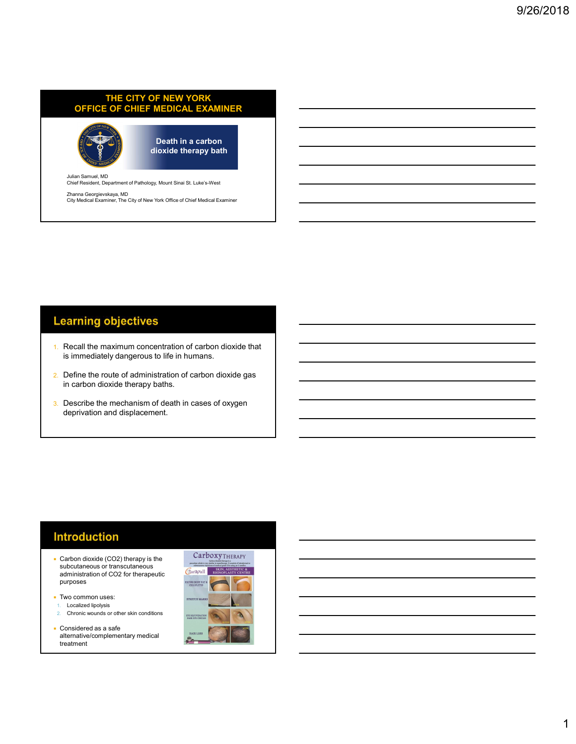## THE CITY OF NEW YORK
## OFFICE OF CHIEF MEDICAL EXAMINER

# Death in a carbon dioxide therapy bath

Julian Samuel, MD
Chief Resident, Department of Pathology, Mount Sinai St. Luke's-West

Zhanna Georgievskaya, MD
City Medical Examiner, The City of New York Office of Chief Medical Examiner

## Learning objectives

1. Recall the maximum concentration of carbon dioxide that is immediately dangerous to life in humans.
2. Define the route of administration of carbon dioxide gas in carbon dioxide therapy baths.
3. Describe the mechanism of death in cases of oxygen deprivation and displacement.

## Introduction

- Carbon dioxide (CO2) therapy is the subcutaneous or transcutaneous administration of CO2 for therapeutic purposes
- Two common uses:
  1. Localized lipolysis
  2. Chronic wounds or other skin conditions
- Considered as a safe alternative/complementary medical treatment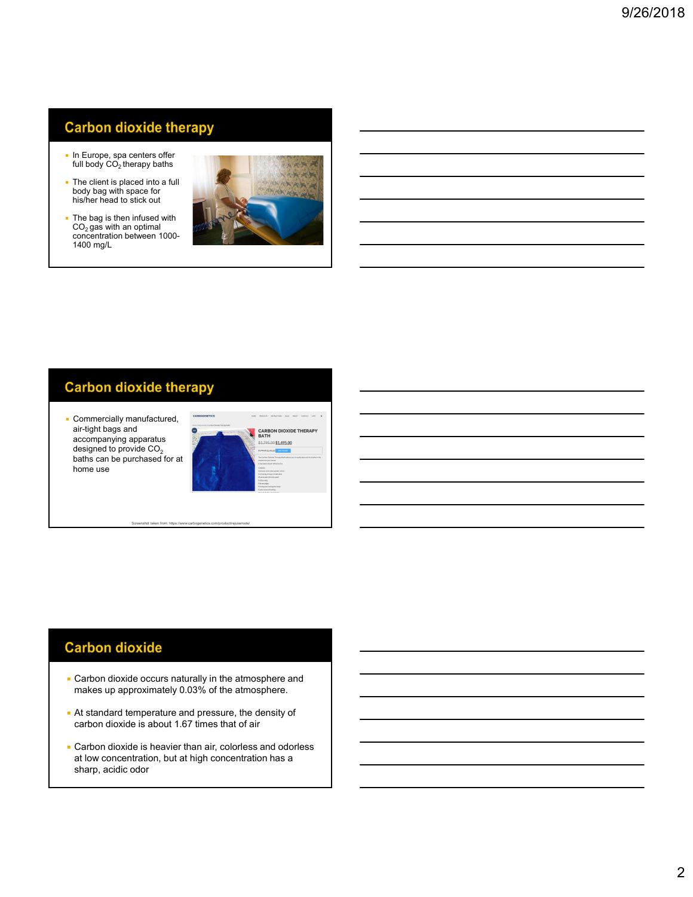## Carbon dioxide therapy

- In Europe, spa centers offer full body $CO_2$ therapy baths
- The client is placed into a full body bag with space for his/her head to stick out
- The bag is then infused with $CO_2$ gas with an optimal concentration between 1000-1400 mg/L

## Carbon dioxide therapy

- Commercially manufactured, air-tight bags and accompanying apparatus designed to provide $CO_2$ baths can be purchased for at home use

Screenshot taken from: https://www.carbogenetics.com/product/rejuvemate/

## Carbon dioxide

- Carbon dioxide occurs naturally in the atmosphere and makes up approximately 0.03% of the atmosphere.
- At standard temperature and pressure, the density of carbon dioxide is about 1.67 times that of air
- Carbon dioxide is heavier than air, colorless and odorless at low concentration, but at high concentration has a sharp, acidic odor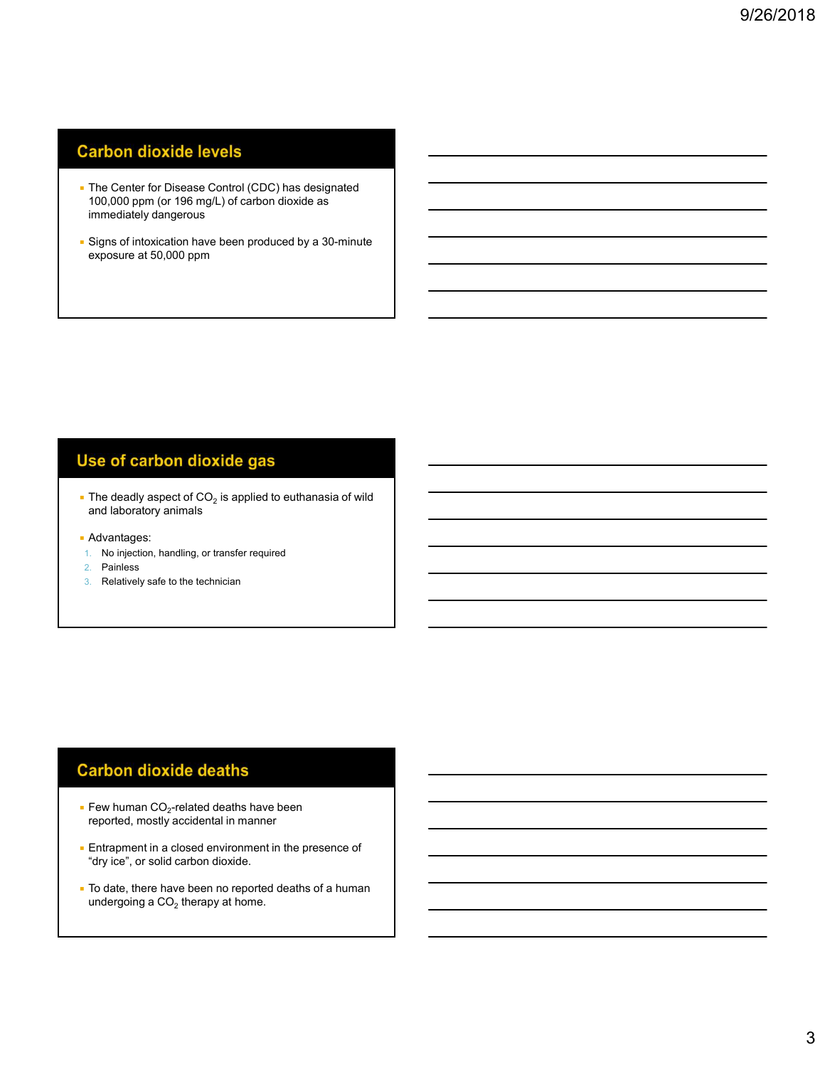## Carbon dioxide levels

- The Center for Disease Control (CDC) has designated 100,000 ppm (or 196 mg/L) of carbon dioxide as immediately dangerous
- Signs of intoxication have been produced by a 30-minute exposure at 50,000 ppm

## Use of carbon dioxide gas

- The deadly aspect of $CO_2$ is applied to euthanasia of wild and laboratory animals
- Advantages:
  1. No injection, handling, or transfer required
  2. Painless
  3. Relatively safe to the technician

## Carbon dioxide deaths

- Few human $CO_2$-related deaths have been reported, mostly accidental in manner
- Entrapment in a closed environment in the presence of "dry ice", or solid carbon dioxide.
- To date, there have been no reported deaths of a human undergoing a $CO_2$ therapy at home.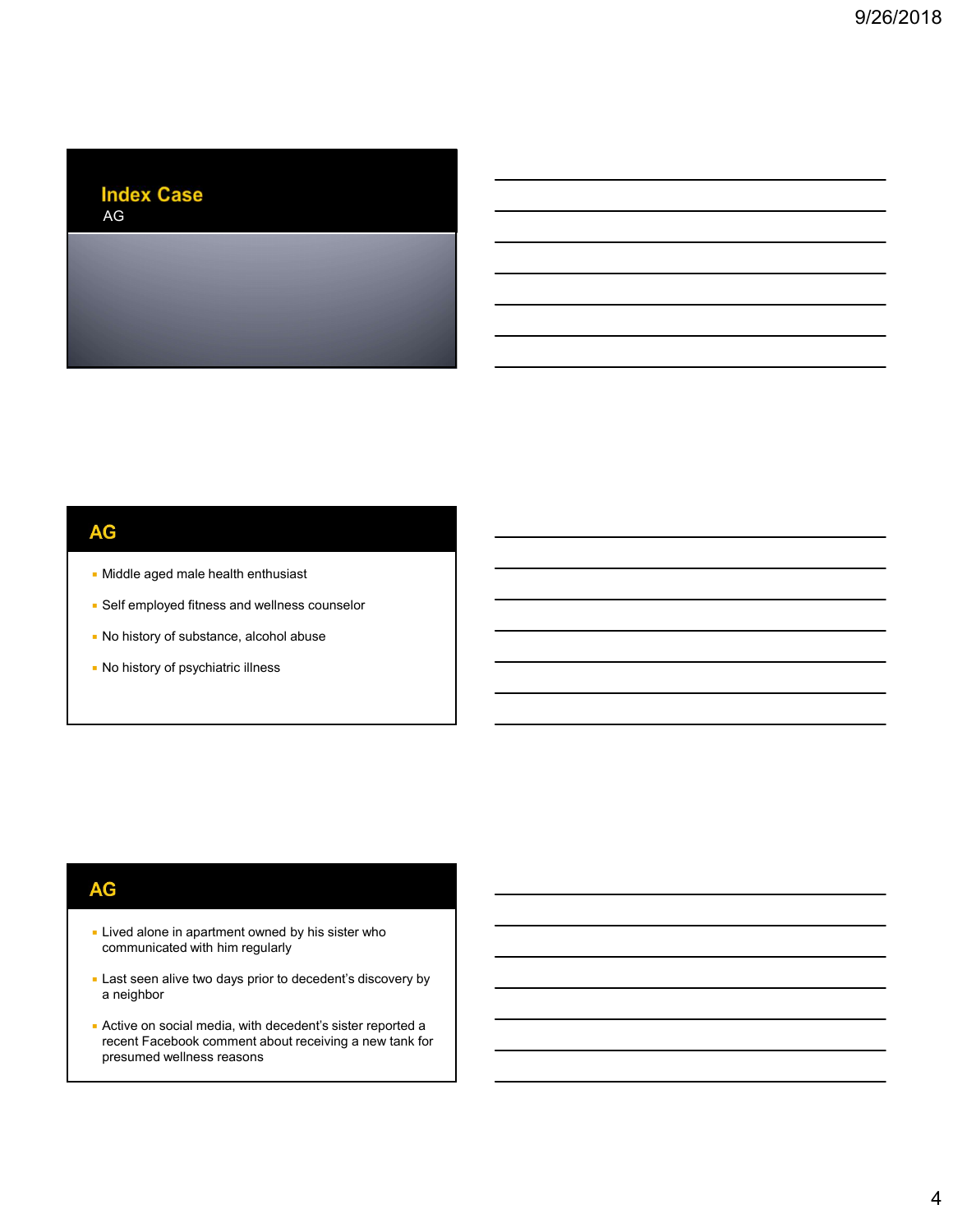## Index Case

AG

## AG

- Middle aged male health enthusiast
- Self employed fitness and wellness counselor
- No history of substance, alcohol abuse
- No history of psychiatric illness

## AG

- Lived alone in apartment owned by his sister who communicated with him regularly
- Last seen alive two days prior to decedent's discovery by a neighbor
- Active on social media, with decedent's sister reported a recent Facebook comment about receiving a new tank for presumed wellness reasons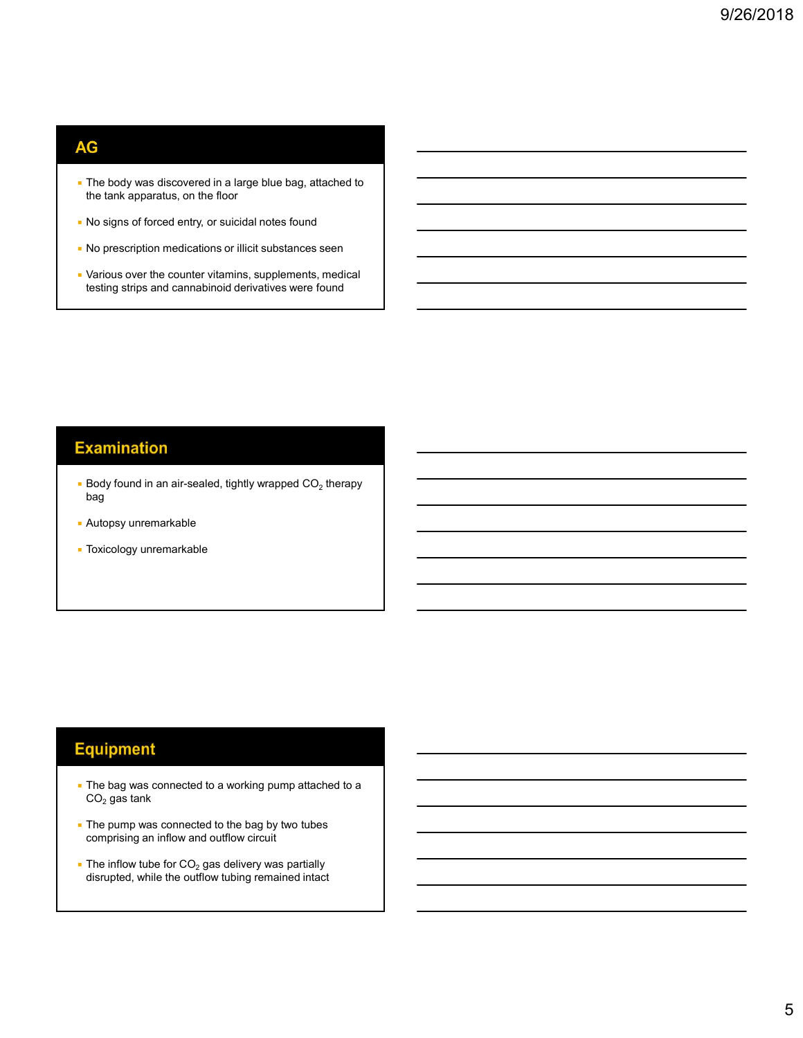## AG

- The body was discovered in a large blue bag, attached to the tank apparatus, on the floor
- No signs of forced entry, or suicidal notes found
- No prescription medications or illicit substances seen
- Various over the counter vitamins, supplements, medical testing strips and cannabinoid derivatives were found

## Examination

- Body found in an air-sealed, tightly wrapped $CO_2$ therapy bag
- Autopsy unremarkable
- Toxicology unremarkable

## Equipment

- The bag was connected to a working pump attached to a $CO_2$ gas tank
- The pump was connected to the bag by two tubes comprising an inflow and outflow circuit
- The inflow tube for $CO_2$ gas delivery was partially disrupted, while the outflow tubing remained intact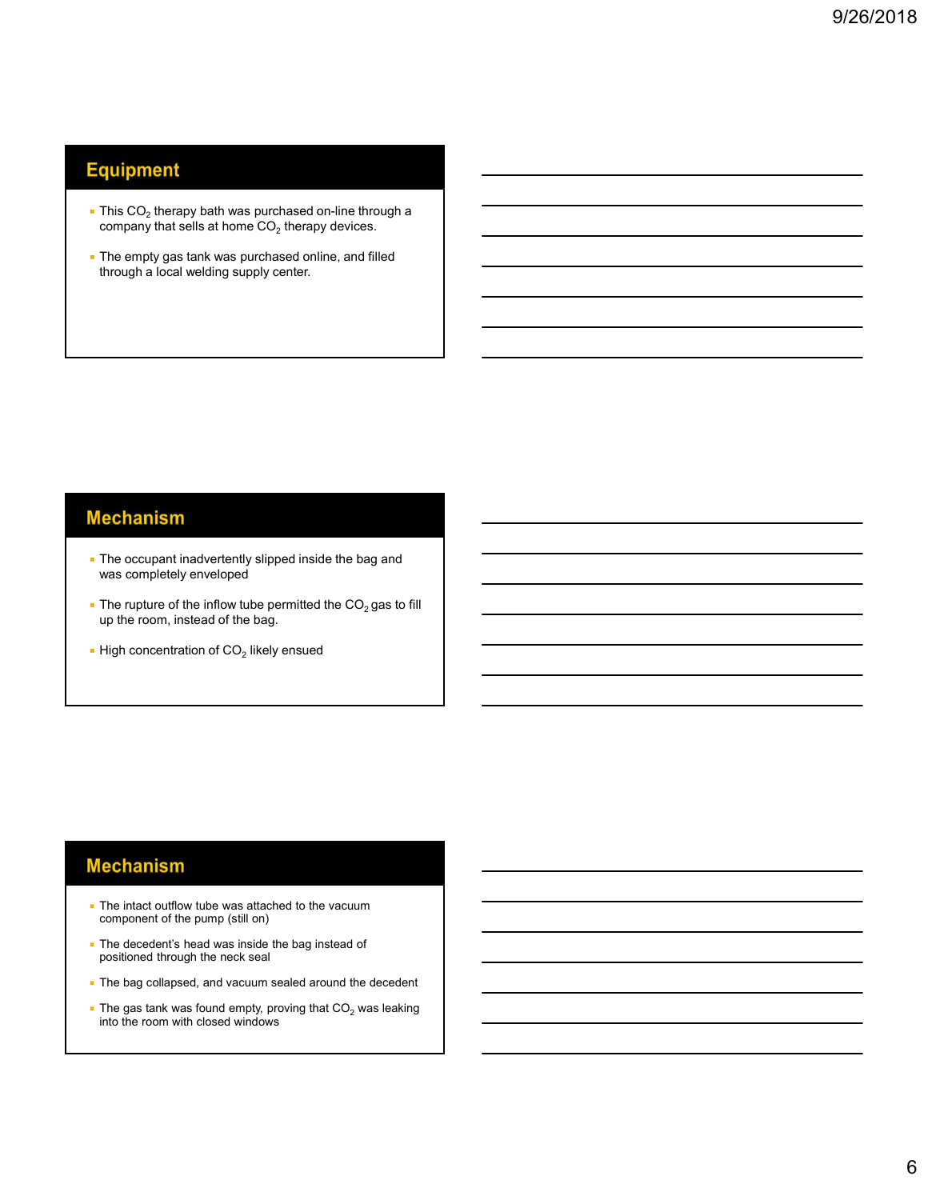## Equipment

- This $CO_2$ therapy bath was purchased on-line through a company that sells at home $CO_2$ therapy devices.
- The empty gas tank was purchased online, and filled through a local welding supply center.

## Mechanism

- The occupant inadvertently slipped inside the bag and was completely enveloped
- The rupture of the inflow tube permitted the $CO_2$ gas to fill up the room, instead of the bag.
- High concentration of $CO_2$ likely ensued

## Mechanism

- The intact outflow tube was attached to the vacuum component of the pump (still on)
- The decedent's head was inside the bag instead of positioned through the neck seal
- The bag collapsed, and vacuum sealed around the decedent
- The gas tank was found empty, proving that $CO_2$ was leaking into the room with closed windows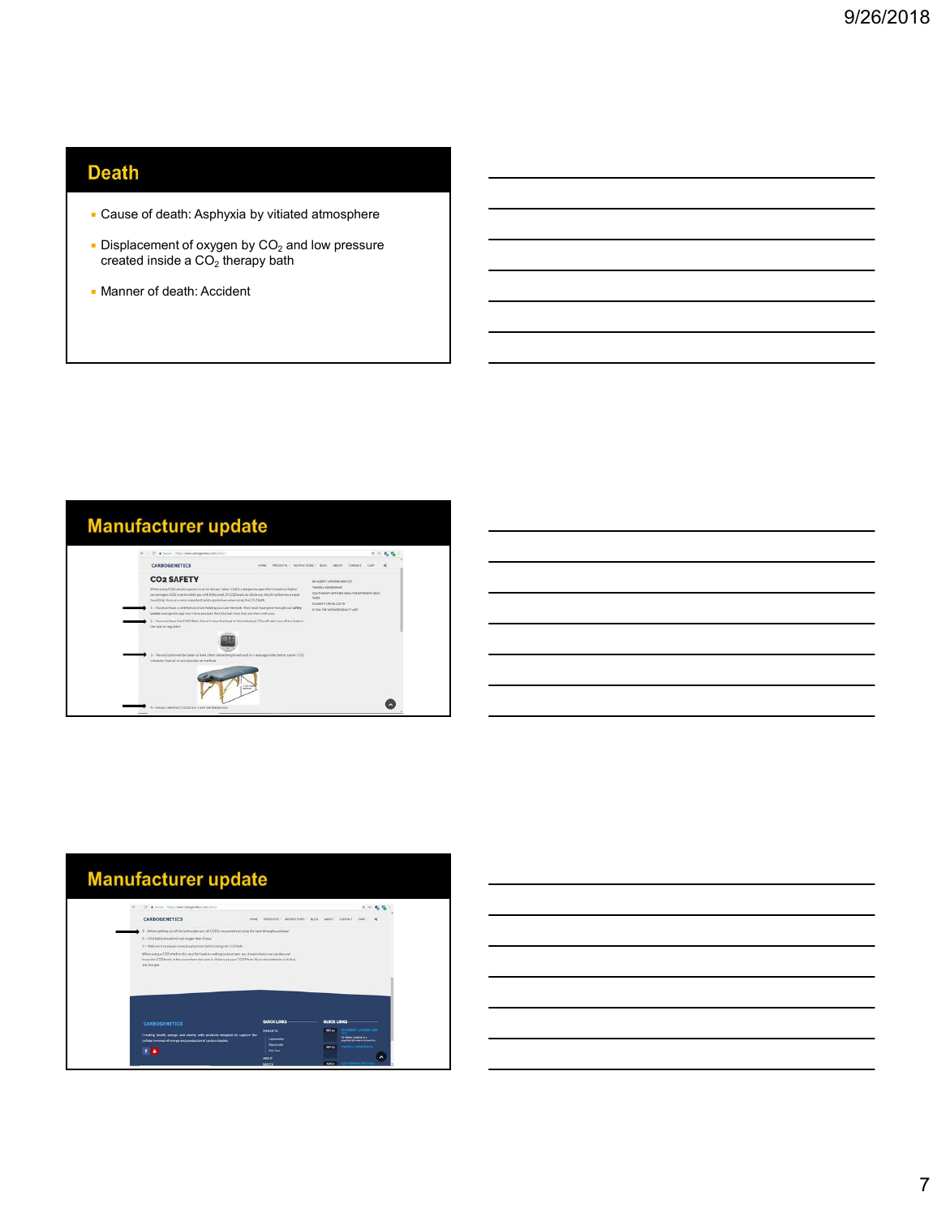## Death

- Cause of death: Asphyxia by vitiated atmosphere
- Displacement of oxygen by $CO_2$ and low pressure created inside a $CO_2$ therapy bath
- Manner of death: Accident

## Manufacturer update

## Manufacturer update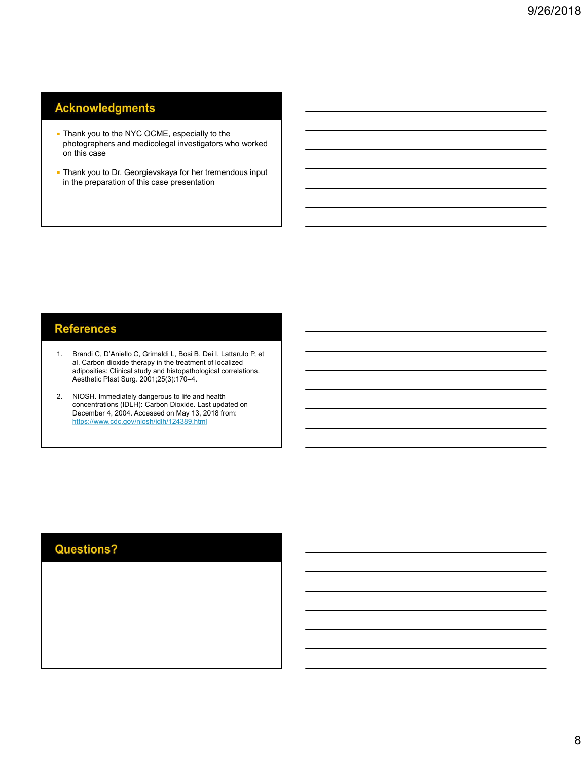## Acknowledgments

- Thank you to the NYC OCME, especially to the photographers and medicolegal investigators who worked on this case
- Thank you to Dr. Georgievskaya for her tremendous input in the preparation of this case presentation

## References

1. Brandi C, D'Aniello C, Grimaldi L, Bosi B, Dei I, Lattarulo P, et al. Carbon dioxide therapy in the treatment of localized adiposities: Clinical study and histopathological correlations. Aesthetic Plast Surg. 2001;25(3):170–4.
2. NIOSH. Immediately dangerous to life and health concentrations (IDLH): Carbon Dioxide. Last updated on December 4, 2004. Accessed on May 13, 2018 from: https://www.cdc.gov/niosh/idlh/124389.html

## Questions?